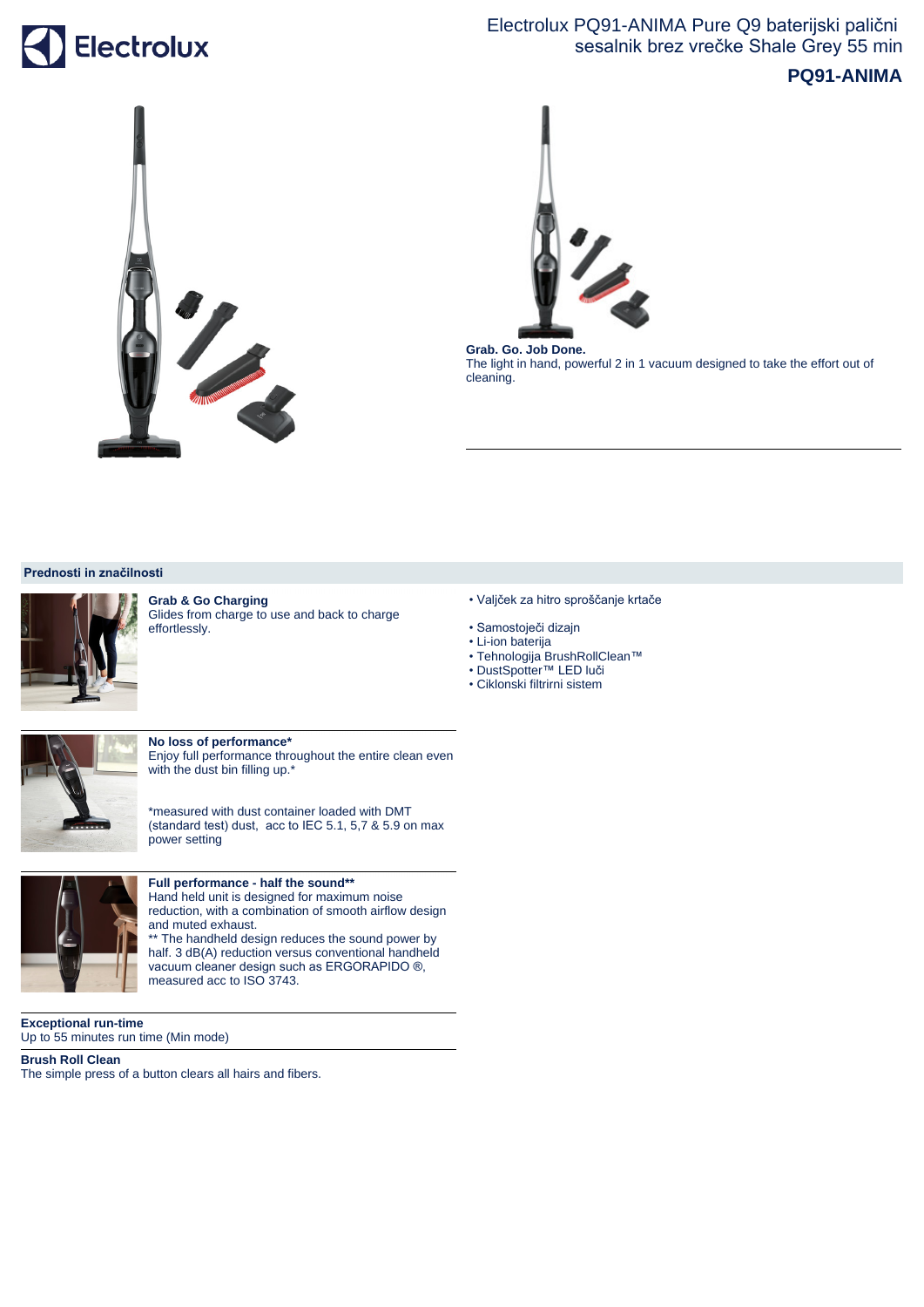# Electrolux PQ91-ANIMA Pure Q9 baterijski palični sesalnik brez vrečke Shale Grey 55 min

**PQ91-ANIMA**

**Grab. Go. Job Done.**
The light in hand, powerful 2 in 1 vacuum designed to take the effort out of cleaning.

## Prednosti in značilnosti

**Grab & Go Charging**
Glides from charge to use and back to charge effortlessly.

**No loss of performance***
Enjoy full performance throughout the entire clean even with the dust bin filling up.*

*measured with dust container loaded with DMT (standard test) dust, acc to IEC 5.1, 5,7 & 5.9 on max power setting

**Full performance - half the sound****
Hand held unit is designed for maximum noise reduction, with a combination of smooth airflow design and muted exhaust.
** The handheld design reduces the sound power by half. 3 dB(A) reduction versus conventional handheld vacuum cleaner design such as ERGORAPIDO ®, measured acc to ISO 3743.

**Exceptional run-time**
Up to 55 minutes run time (Min mode)

**Brush Roll Clean**
The simple press of a button clears all hairs and fibers.

- Valjček za hitro sproščanje krtače
- Samostoječi dizajn
- Li-ion baterija
- Tehnologija BrushRollClean™
- DustSpotter™ LED luči
- Ciklonski filtrirni sistem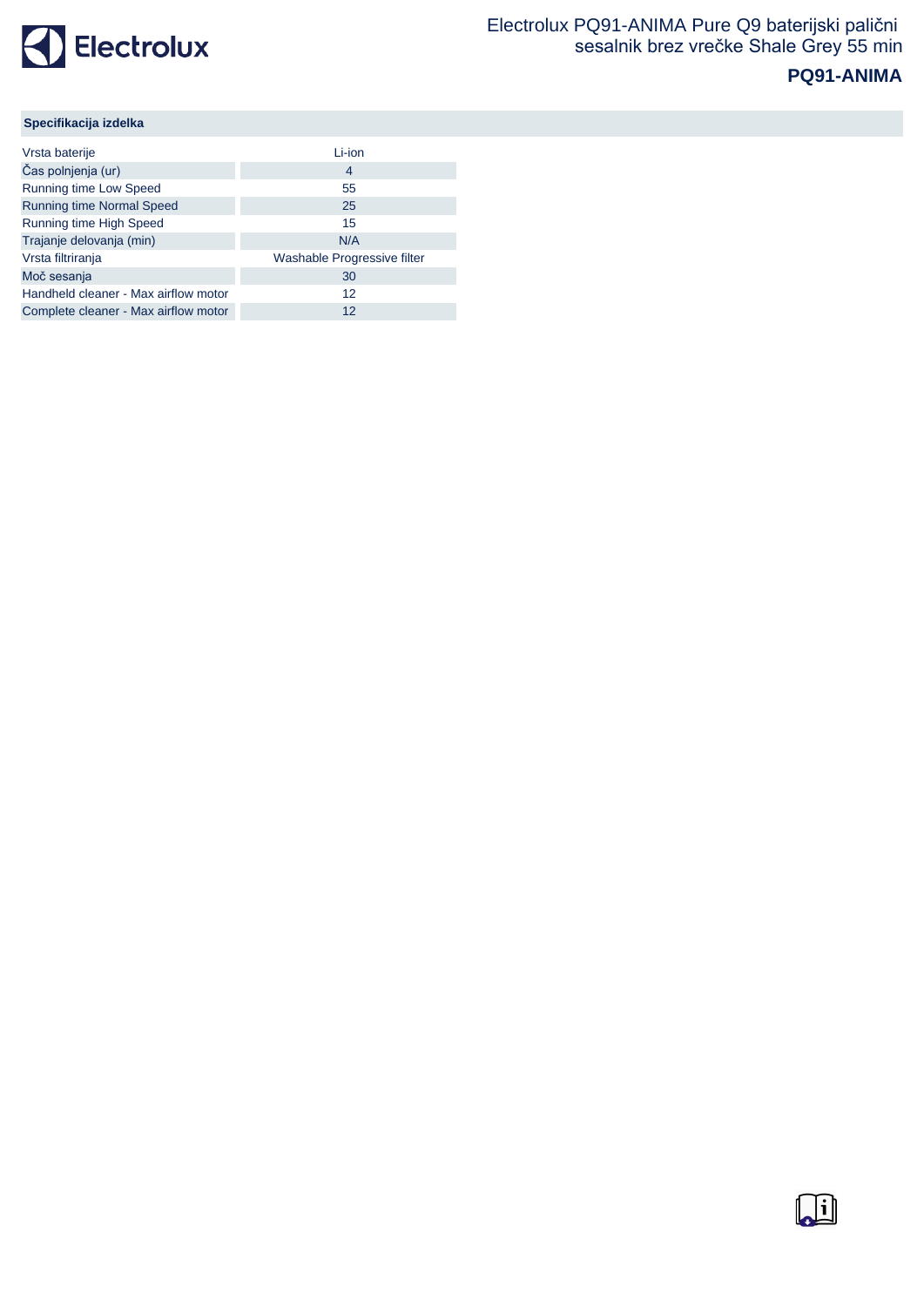Electrolux PQ91-ANIMA Pure Q9 baterijski palični sesalnik brez vrečke Shale Grey 55 min

**PQ91-ANIMA**

## Specifikacija izdelka

| | |
|---|---|
| Vrsta baterije | Li-ion |
| Čas polnjenja (ur) | 4 |
| Running time Low Speed | 55 |
| Running time Normal Speed | 25 |
| Running time High Speed | 15 |
| Trajanje delovanja (min) | N/A |
| Vrsta filtriranja | Washable Progressive filter |
| Moč sesanja | 30 |
| Handheld cleaner - Max airflow motor | 12 |
| Complete cleaner - Max airflow motor | 12 |